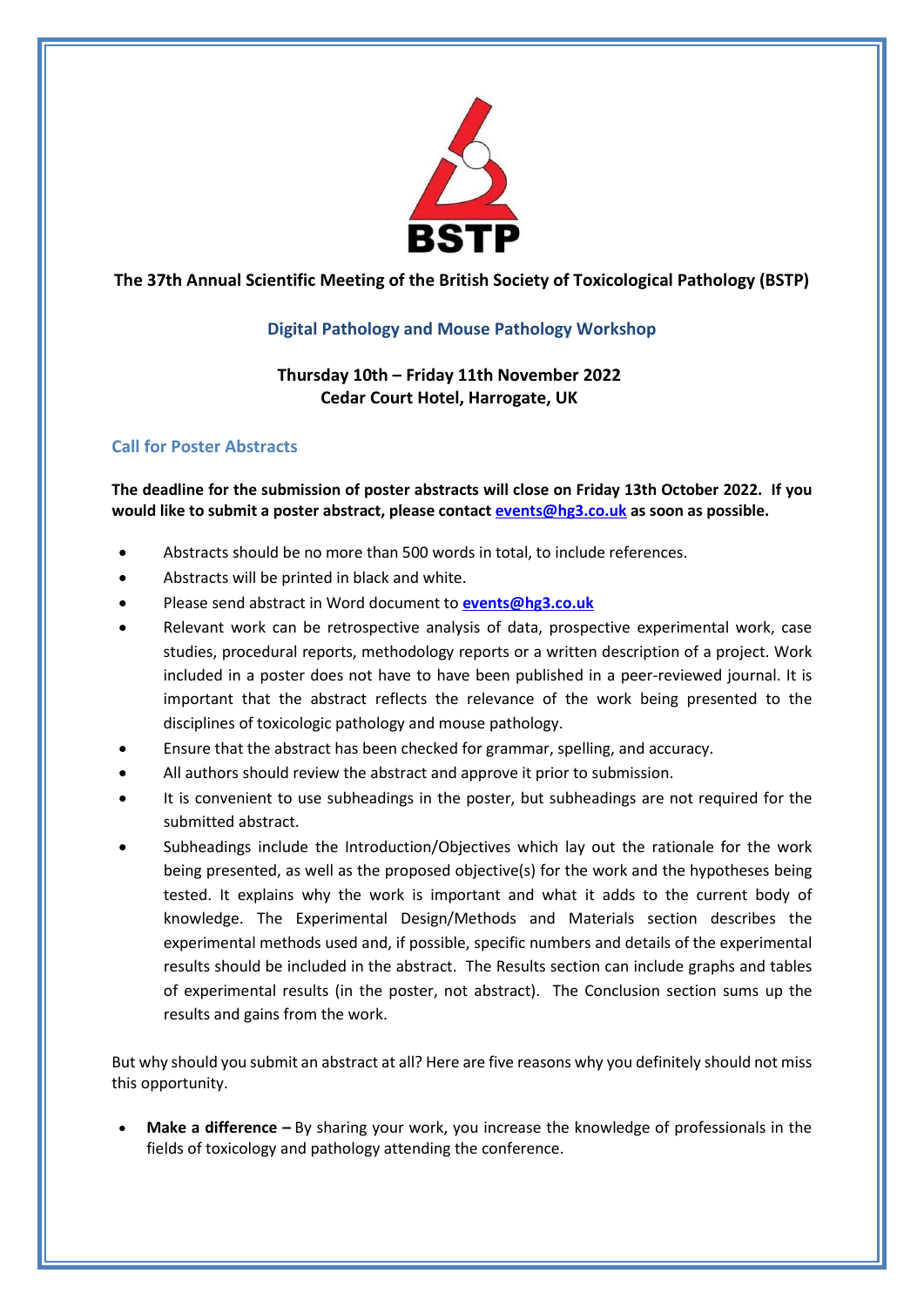BSTP

# The 37th Annual Scientific Meeting of the British Society of Toxicological Pathology (BSTP)

## Digital Pathology and Mouse Pathology Workshop

**Thursday 10th – Friday 11th November 2022**
**Cedar Court Hotel, Harrogate, UK**

### Call for Poster Abstracts

**The deadline for the submission of poster abstracts will close on Friday 13th October 2022. If you would like to submit a poster abstract, please contact events@hg3.co.uk as soon as possible.**

- Abstracts should be no more than 500 words in total, to include references.
- Abstracts will be printed in black and white.
- Please send abstract in Word document to **events@hg3.co.uk**
- Relevant work can be retrospective analysis of data, prospective experimental work, case studies, procedural reports, methodology reports or a written description of a project. Work included in a poster does not have to have been published in a peer-reviewed journal. It is important that the abstract reflects the relevance of the work being presented to the disciplines of toxicologic pathology and mouse pathology.
- Ensure that the abstract has been checked for grammar, spelling, and accuracy.
- All authors should review the abstract and approve it prior to submission.
- It is convenient to use subheadings in the poster, but subheadings are not required for the submitted abstract.
- Subheadings include the Introduction/Objectives which lay out the rationale for the work being presented, as well as the proposed objective(s) for the work and the hypotheses being tested. It explains why the work is important and what it adds to the current body of knowledge. The Experimental Design/Methods and Materials section describes the experimental methods used and, if possible, specific numbers and details of the experimental results should be included in the abstract. The Results section can include graphs and tables of experimental results (in the poster, not abstract). The Conclusion section sums up the results and gains from the work.

But why should you submit an abstract at all? Here are five reasons why you definitely should not miss this opportunity.

- **Make a difference –** By sharing your work, you increase the knowledge of professionals in the fields of toxicology and pathology attending the conference.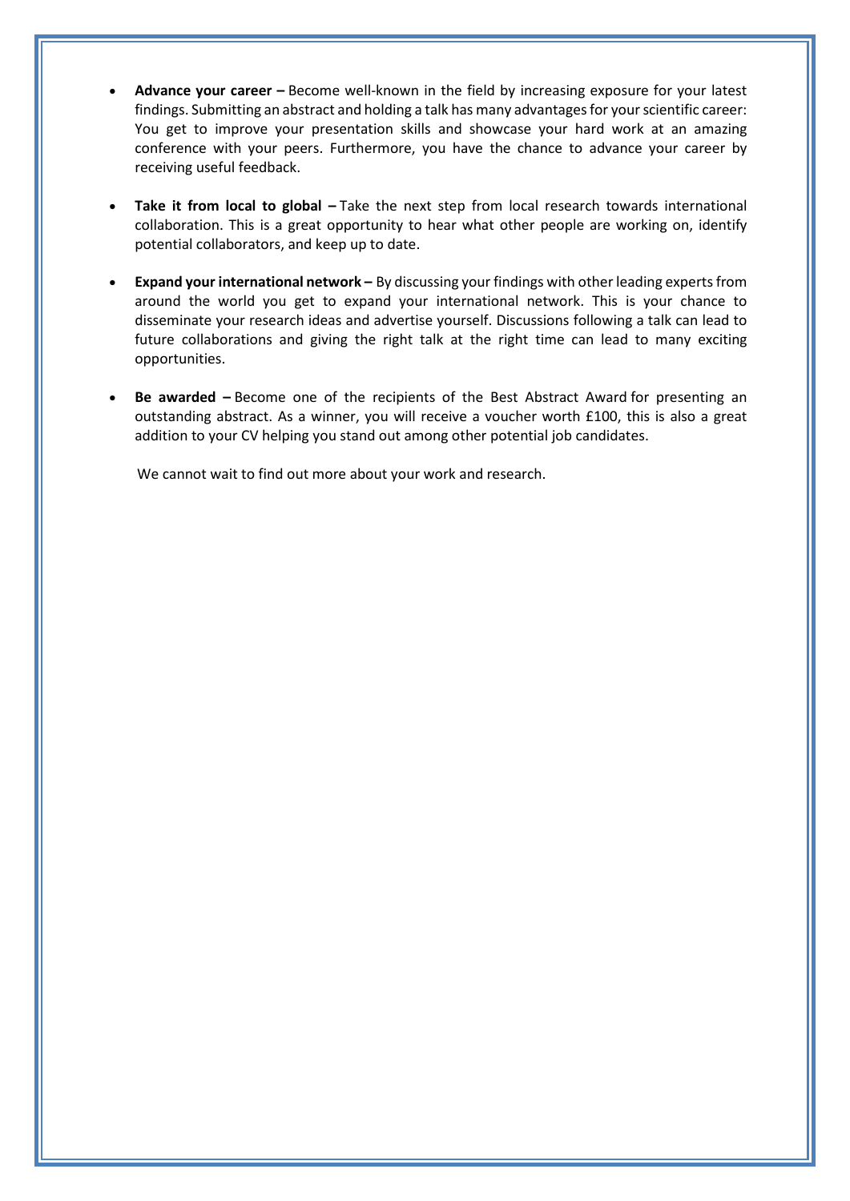- **Advance your career –** Become well-known in the field by increasing exposure for your latest findings. Submitting an abstract and holding a talk has many advantages for your scientific career: You get to improve your presentation skills and showcase your hard work at an amazing conference with your peers. Furthermore, you have the chance to advance your career by receiving useful feedback.

- **Take it from local to global –** Take the next step from local research towards international collaboration. This is a great opportunity to hear what other people are working on, identify potential collaborators, and keep up to date.

- **Expand your international network –** By discussing your findings with other leading experts from around the world you get to expand your international network. This is your chance to disseminate your research ideas and advertise yourself. Discussions following a talk can lead to future collaborations and giving the right talk at the right time can lead to many exciting opportunities.

- **Be awarded –** Become one of the recipients of the Best Abstract Award for presenting an outstanding abstract. As a winner, you will receive a voucher worth £100, this is also a great addition to your CV helping you stand out among other potential job candidates.

We cannot wait to find out more about your work and research.